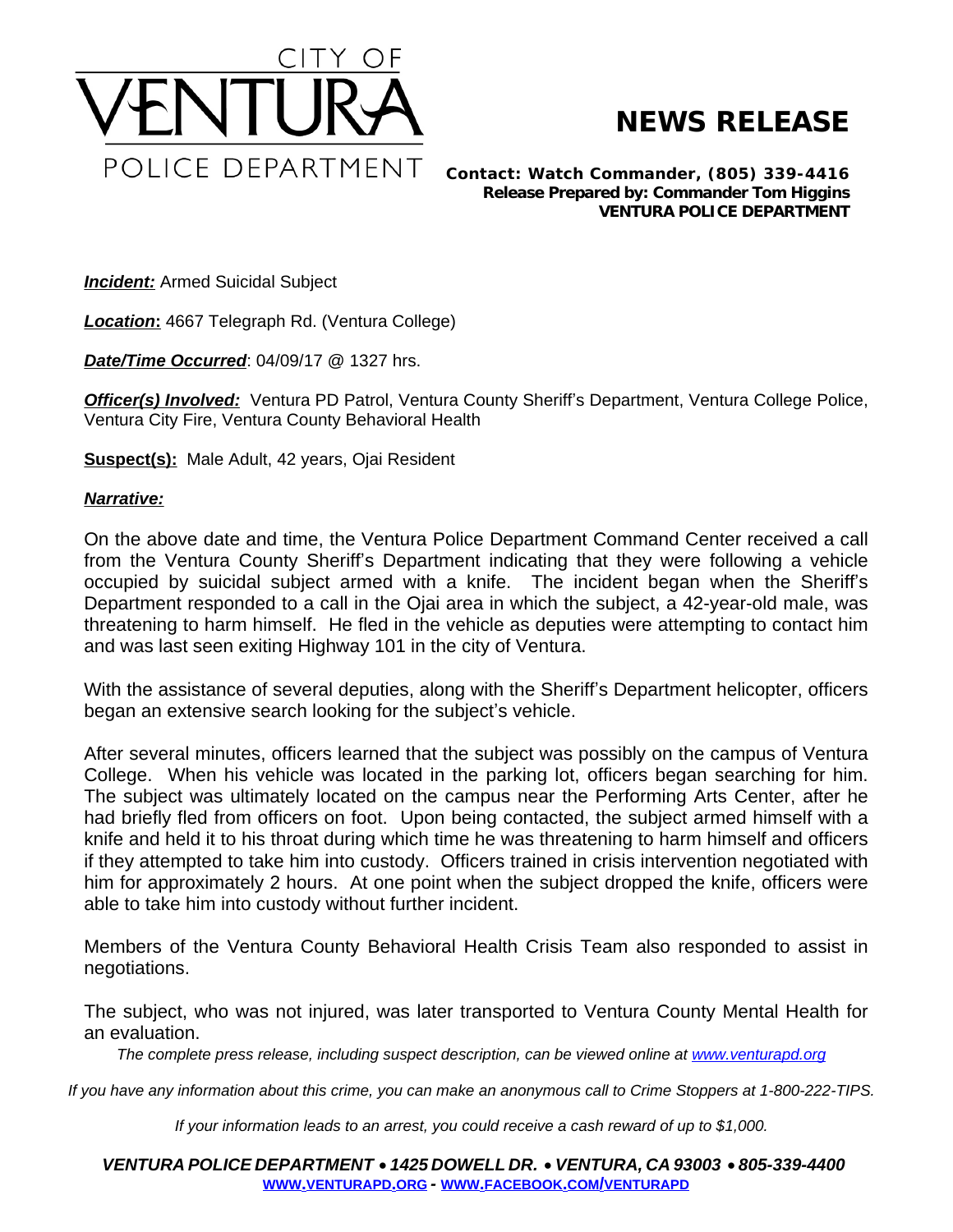CITY OF
VENTURA
POLICE DEPARTMENT

# NEWS RELEASE

**Contact: Watch Commander, (805) 339-4416**
**Release Prepared by: Commander Tom Higgins**
**VENTURA POLICE DEPARTMENT**

***Incident:*** Armed Suicidal Subject

***Location*:** 4667 Telegraph Rd. (Ventura College)

***Date/Time Occurred***: 04/09/17 @ 1327 hrs.

***Officer(s) Involved:*** Ventura PD Patrol, Ventura County Sheriff's Department, Ventura College Police, Ventura City Fire, Ventura County Behavioral Health

**Suspect(s):** Male Adult, 42 years, Ojai Resident

***Narrative:***

On the above date and time, the Ventura Police Department Command Center received a call from the Ventura County Sheriff's Department indicating that they were following a vehicle occupied by suicidal subject armed with a knife. The incident began when the Sheriff's Department responded to a call in the Ojai area in which the subject, a 42-year-old male, was threatening to harm himself. He fled in the vehicle as deputies were attempting to contact him and was last seen exiting Highway 101 in the city of Ventura.

With the assistance of several deputies, along with the Sheriff's Department helicopter, officers began an extensive search looking for the subject's vehicle.

After several minutes, officers learned that the subject was possibly on the campus of Ventura College. When his vehicle was located in the parking lot, officers began searching for him. The subject was ultimately located on the campus near the Performing Arts Center, after he had briefly fled from officers on foot. Upon being contacted, the subject armed himself with a knife and held it to his throat during which time he was threatening to harm himself and officers if they attempted to take him into custody. Officers trained in crisis intervention negotiated with him for approximately 2 hours. At one point when the subject dropped the knife, officers were able to take him into custody without further incident.

Members of the Ventura County Behavioral Health Crisis Team also responded to assist in negotiations.

The subject, who was not injured, was later transported to Ventura County Mental Health for an evaluation.

*The complete press release, including suspect description, can be viewed online at www.venturapd.org*

*If you have any information about this crime, you can make an anonymous call to Crime Stoppers at 1-800-222-TIPS.*

*If your information leads to an arrest, you could receive a cash reward of up to $1,000.*

***VENTURA POLICE DEPARTMENT • 1425 DOWELL DR. • VENTURA, CA 93003 • 805-339-4400***
**WWW.VENTURAPD.ORG - WWW.FACEBOOK.COM/VENTURAPD**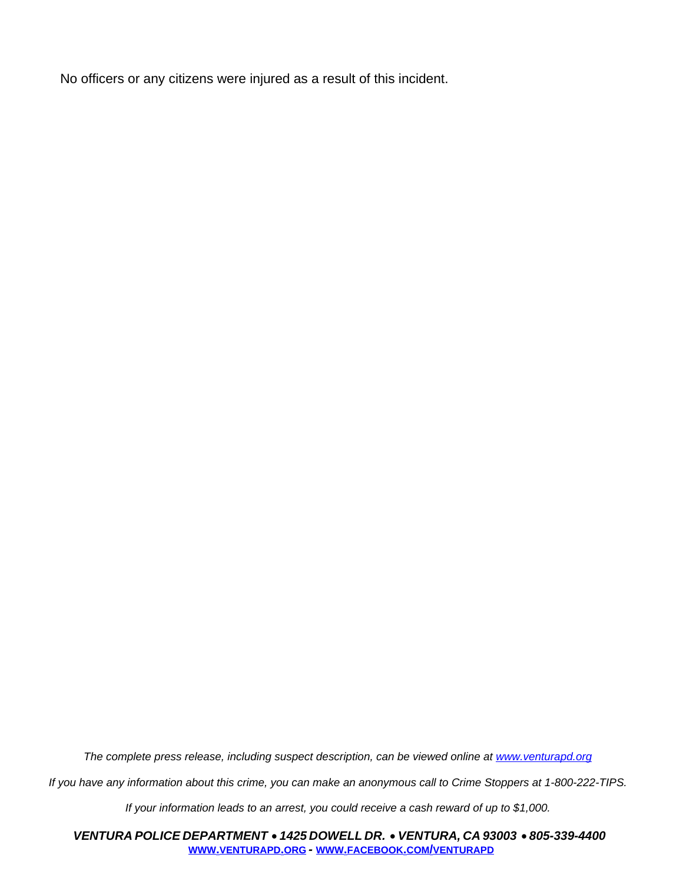No officers or any citizens were injured as a result of this incident.

*The complete press release, including suspect description, can be viewed online at [www.venturapd.org](http://www.venturapd.org)*

*If you have any information about this crime, you can make an anonymous call to Crime Stoppers at 1-800-222-TIPS.*

*If your information leads to an arrest, you could receive a cash reward of up to $1,000.*